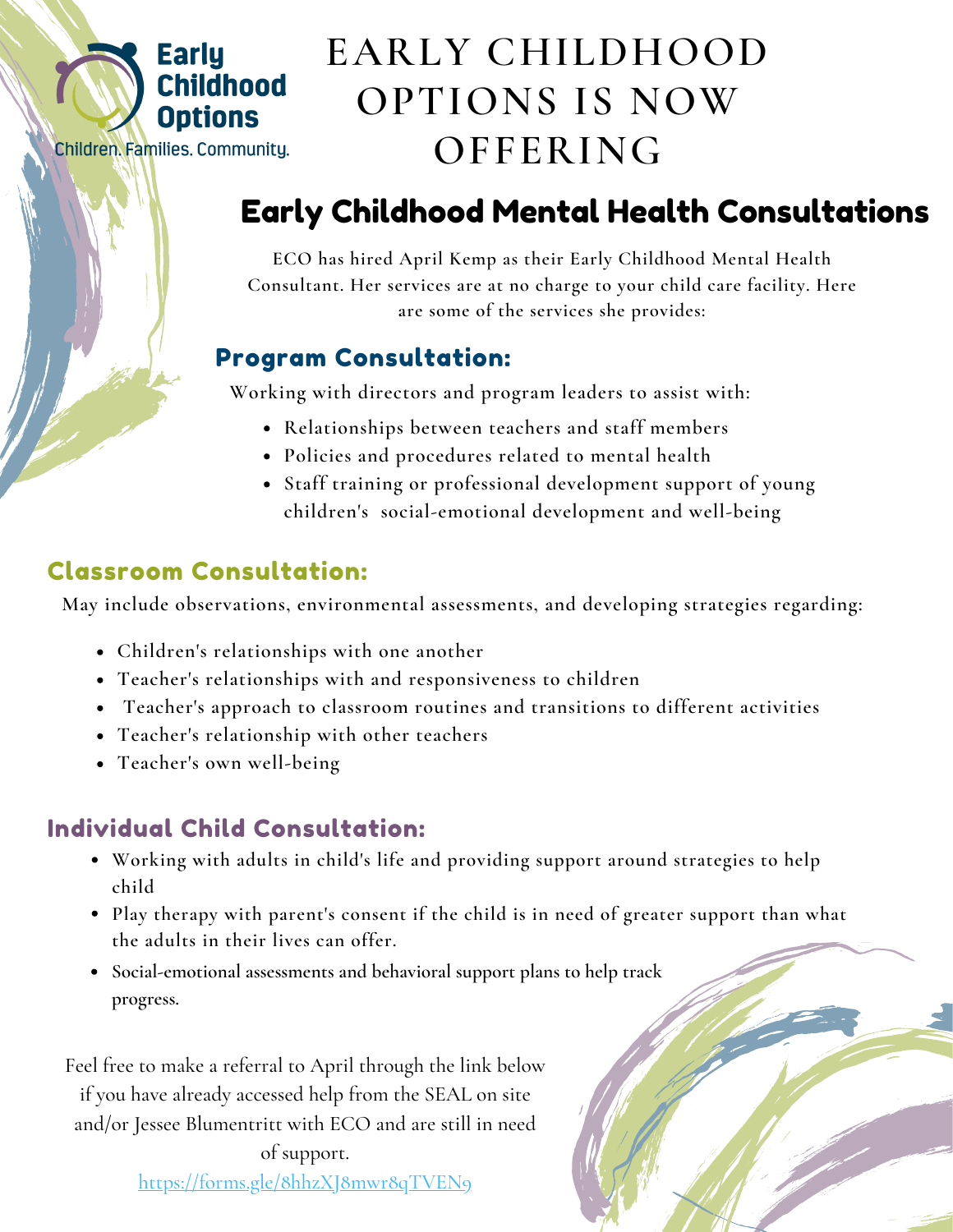Early Childhood Options

Children. Families. Community.

# EARLY CHILDHOOD OPTIONS IS NOW OFFERING

## Early Childhood Mental Health Consultations

ECO has hired April Kemp as their Early Childhood Mental Health Consultant. Her services are at no charge to your child care facility. Here are some of the services she provides:

### Program Consultation:

Working with directors and program leaders to assist with:

- Relationships between teachers and staff members
- Policies and procedures related to mental health
- Staff training or professional development support of young children's social-emotional development and well-being

### Classroom Consultation:

May include observations, environmental assessments, and developing strategies regarding:

- Children's relationships with one another
- Teacher's relationships with and responsiveness to children
- Teacher's approach to classroom routines and transitions to different activities
- Teacher's relationship with other teachers
- Teacher's own well-being

### Individual Child Consultation:

- Working with adults in child's life and providing support around strategies to help child
- Play therapy with parent's consent if the child is in need of greater support than what the adults in their lives can offer.
- Social-emotional assessments and behavioral support plans to help track progress.

Feel free to make a referral to April through the link below if you have already accessed help from the SEAL on site and/or Jessee Blumentritt with ECO and are still in need of support.

https://forms.gle/8hhzXJ8mwr8qTVEN9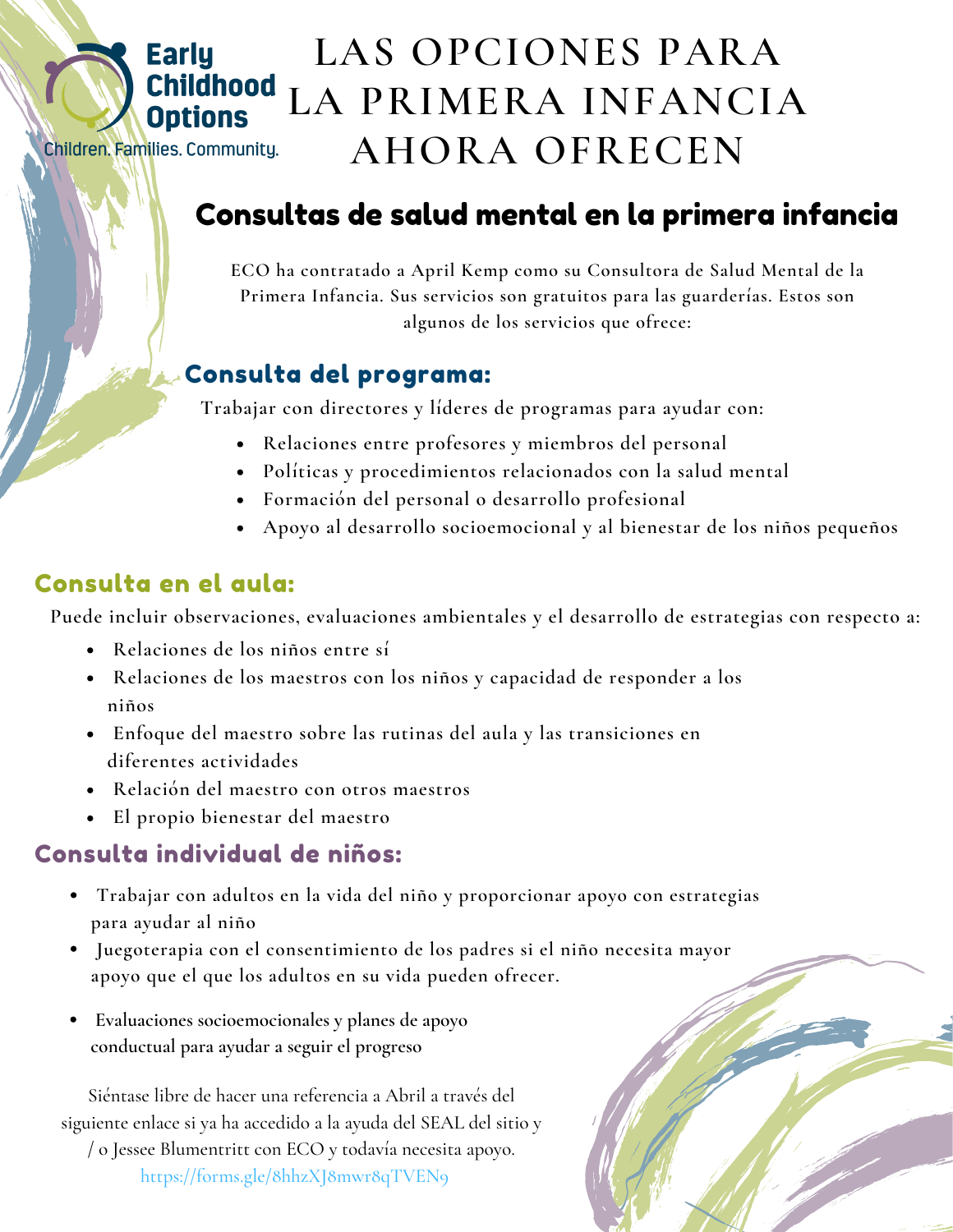Early Childhood Options
Children. Families. Community.

# LAS OPCIONES PARA LA PRIMERA INFANCIA AHORA OFRECEN

## Consultas de salud mental en la primera infancia

ECO ha contratado a April Kemp como su Consultora de Salud Mental de la Primera Infancia. Sus servicios son gratuitos para las guarderías. Estos son algunos de los servicios que ofrece:

### Consulta del programa:

Trabajar con directores y líderes de programas para ayudar con:

- Relaciones entre profesores y miembros del personal
- Políticas y procedimientos relacionados con la salud mental
- Formación del personal o desarrollo profesional
- Apoyo al desarrollo socioemocional y al bienestar de los niños pequeños

### Consulta en el aula:

Puede incluir observaciones, evaluaciones ambientales y el desarrollo de estrategias con respecto a:

- Relaciones de los niños entre sí
- Relaciones de los maestros con los niños y capacidad de responder a los niños
- Enfoque del maestro sobre las rutinas del aula y las transiciones en diferentes actividades
- Relación del maestro con otros maestros
- El propio bienestar del maestro

### Consulta individual de niños:

- Trabajar con adultos en la vida del niño y proporcionar apoyo con estrategias para ayudar al niño
- Juegoterapia con el consentimiento de los padres si el niño necesita mayor apoyo que el que los adultos en su vida pueden ofrecer.
- Evaluaciones socioemocionales y planes de apoyo conductual para ayudar a seguir el progreso

Siéntase libre de hacer una referencia a Abril a través del siguiente enlace si ya ha accedido a la ayuda del SEAL del sitio y / o Jessee Blumentritt con ECO y todavía necesita apoyo.
https://forms.gle/8hhzXJ8mwr8qTVEN9